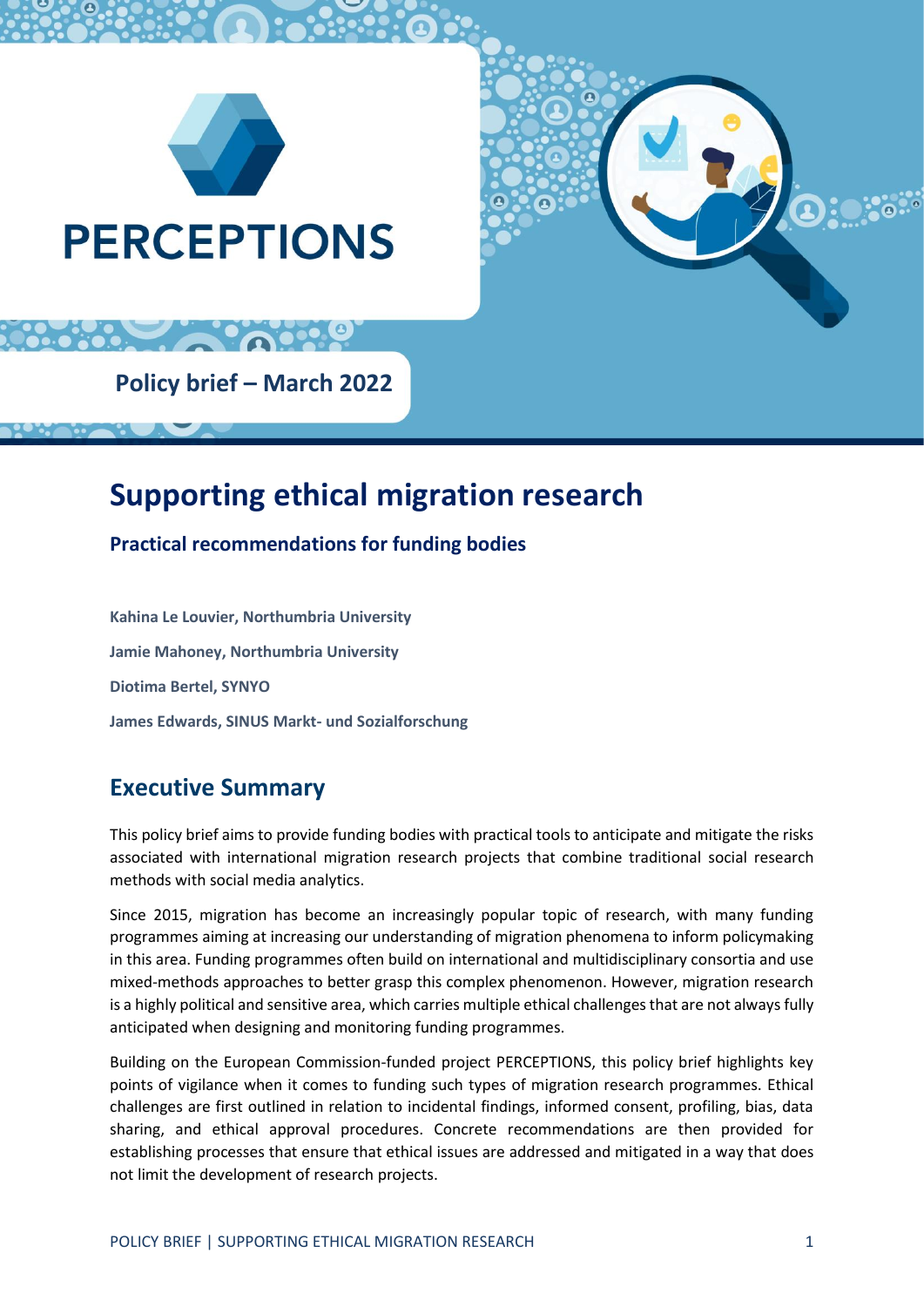# PERCEPTIONS

**Policy brief – March 2022**

# Supporting ethical migration research

## Practical recommendations for funding bodies

**Kahina Le Louvier, Northumbria University**

**Jamie Mahoney, Northumbria University**

**Diotima Bertel, SYNYO**

**James Edwards, SINUS Markt- und Sozialforschung**

## Executive Summary

This policy brief aims to provide funding bodies with practical tools to anticipate and mitigate the risks associated with international migration research projects that combine traditional social research methods with social media analytics.

Since 2015, migration has become an increasingly popular topic of research, with many funding programmes aiming at increasing our understanding of migration phenomena to inform policymaking in this area. Funding programmes often build on international and multidisciplinary consortia and use mixed-methods approaches to better grasp this complex phenomenon. However, migration research is a highly political and sensitive area, which carries multiple ethical challenges that are not always fully anticipated when designing and monitoring funding programmes.

Building on the European Commission-funded project PERCEPTIONS, this policy brief highlights key points of vigilance when it comes to funding such types of migration research programmes. Ethical challenges are first outlined in relation to incidental findings, informed consent, profiling, bias, data sharing, and ethical approval procedures. Concrete recommendations are then provided for establishing processes that ensure that ethical issues are addressed and mitigated in a way that does not limit the development of research projects.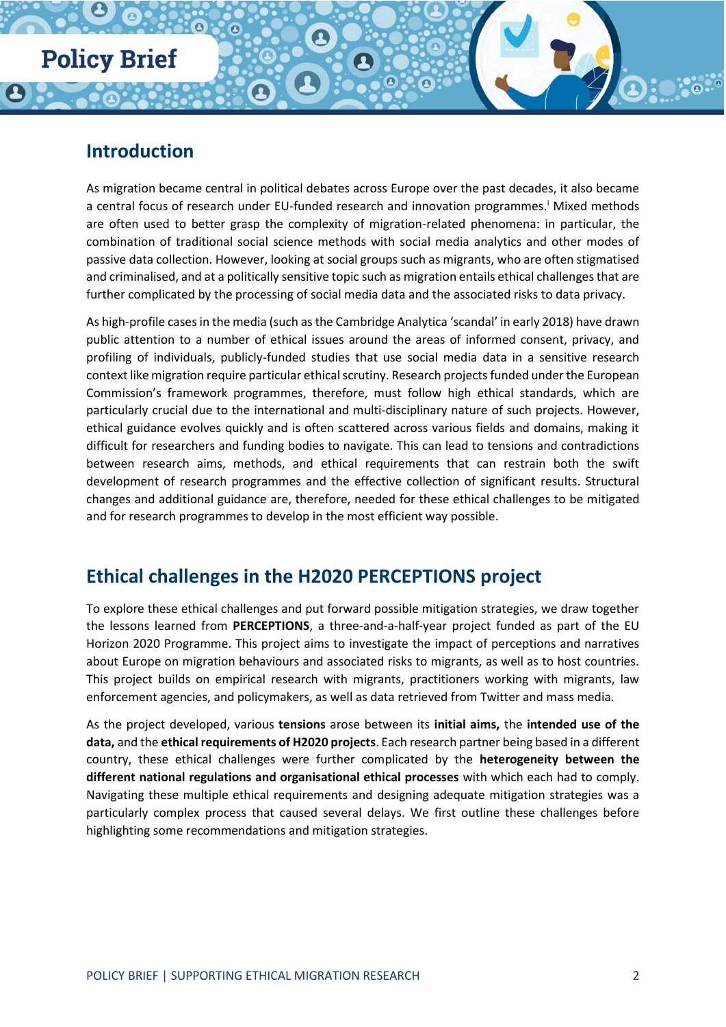## Introduction

As migration became central in political debates across Europe over the past decades, it also became a central focus of research under EU-funded research and innovation programmes.[i] Mixed methods are often used to better grasp the complexity of migration-related phenomena: in particular, the combination of traditional social science methods with social media analytics and other modes of passive data collection. However, looking at social groups such as migrants, who are often stigmatised and criminalised, and at a politically sensitive topic such as migration entails ethical challenges that are further complicated by the processing of social media data and the associated risks to data privacy.

As high-profile cases in the media (such as the Cambridge Analytica 'scandal' in early 2018) have drawn public attention to a number of ethical issues around the areas of informed consent, privacy, and profiling of individuals, publicly-funded studies that use social media data in a sensitive research context like migration require particular ethical scrutiny. Research projects funded under the European Commission's framework programmes, therefore, must follow high ethical standards, which are particularly crucial due to the international and multi-disciplinary nature of such projects. However, ethical guidance evolves quickly and is often scattered across various fields and domains, making it difficult for researchers and funding bodies to navigate. This can lead to tensions and contradictions between research aims, methods, and ethical requirements that can restrain both the swift development of research programmes and the effective collection of significant results. Structural changes and additional guidance are, therefore, needed for these ethical challenges to be mitigated and for research programmes to develop in the most efficient way possible.

## Ethical challenges in the H2020 PERCEPTIONS project

To explore these ethical challenges and put forward possible mitigation strategies, we draw together the lessons learned from **PERCEPTIONS**, a three-and-a-half-year project funded as part of the EU Horizon 2020 Programme. This project aims to investigate the impact of perceptions and narratives about Europe on migration behaviours and associated risks to migrants, as well as to host countries. This project builds on empirical research with migrants, practitioners working with migrants, law enforcement agencies, and policymakers, as well as data retrieved from Twitter and mass media.

As the project developed, various **tensions** arose between its **initial aims,** the **intended use of the data,** and the **ethical requirements of H2020 projects**. Each research partner being based in a different country, these ethical challenges were further complicated by the **heterogeneity between the different national regulations and organisational ethical processes** with which each had to comply. Navigating these multiple ethical requirements and designing adequate mitigation strategies was a particularly complex process that caused several delays. We first outline these challenges before highlighting some recommendations and mitigation strategies.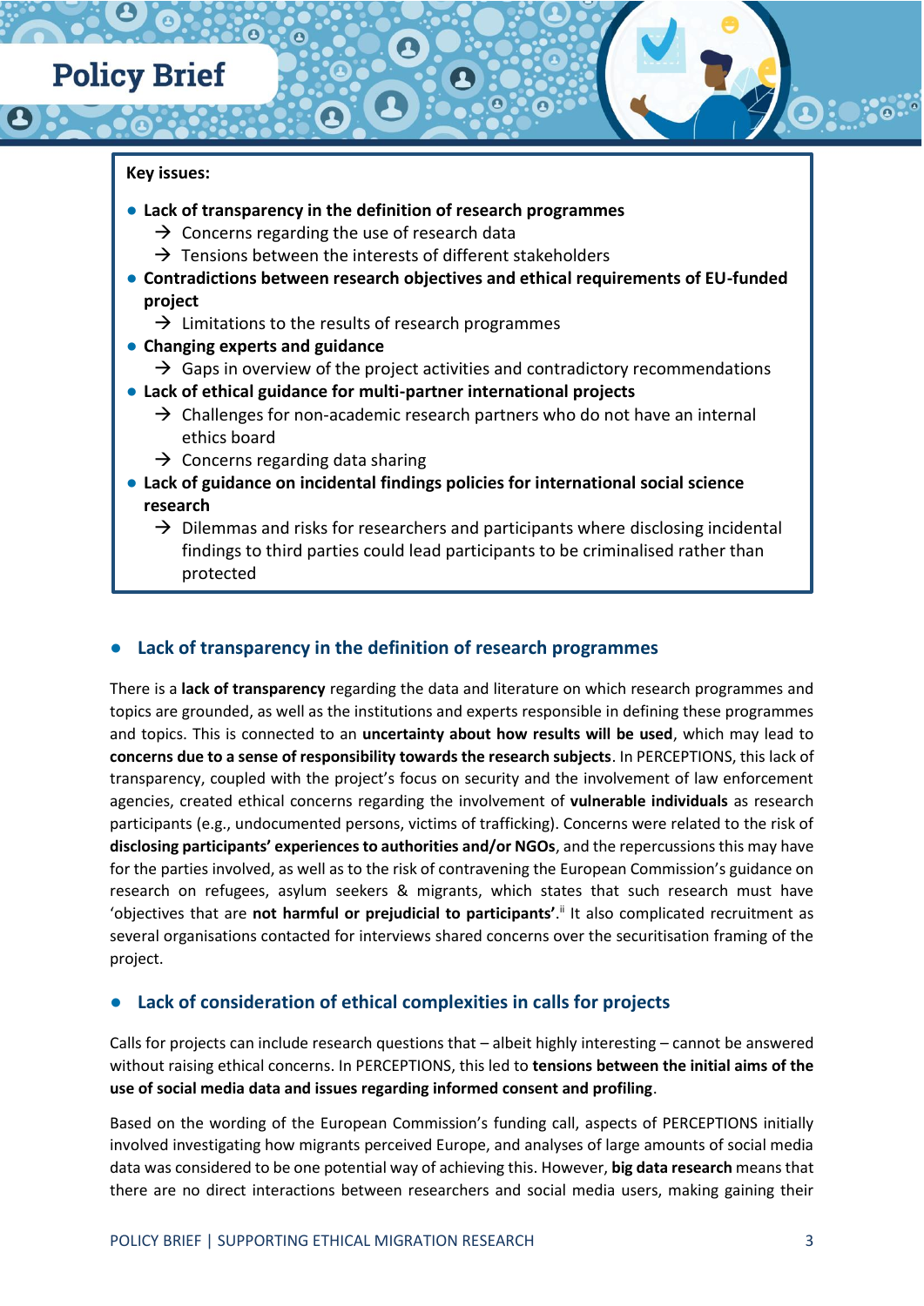**Key issues:**

- **Lack of transparency in the definition of research programmes**
  - → Concerns regarding the use of research data
  - → Tensions between the interests of different stakeholders
- **Contradictions between research objectives and ethical requirements of EU-funded project**
  - → Limitations to the results of research programmes
- **Changing experts and guidance**
  - → Gaps in overview of the project activities and contradictory recommendations
- **Lack of ethical guidance for multi-partner international projects**
  - → Challenges for non-academic research partners who do not have an internal ethics board
  - → Concerns regarding data sharing
- **Lack of guidance on incidental findings policies for international social science research**
  - → Dilemmas and risks for researchers and participants where disclosing incidental findings to third parties could lead participants to be criminalised rather than protected

## Lack of transparency in the definition of research programmes

There is a **lack of transparency** regarding the data and literature on which research programmes and topics are grounded, as well as the institutions and experts responsible in defining these programmes and topics. This is connected to an **uncertainty about how results will be used**, which may lead to **concerns due to a sense of responsibility towards the research subjects**. In PERCEPTIONS, this lack of transparency, coupled with the project's focus on security and the involvement of law enforcement agencies, created ethical concerns regarding the involvement of **vulnerable individuals** as research participants (e.g., undocumented persons, victims of trafficking). Concerns were related to the risk of **disclosing participants' experiences to authorities and/or NGOs**, and the repercussions this may have for the parties involved, as well as to the risk of contravening the European Commission's guidance on research on refugees, asylum seekers & migrants, which states that such research must have 'objectives that are **not harmful or prejudicial to participants'**.[ii] It also complicated recruitment as several organisations contacted for interviews shared concerns over the securitisation framing of the project.

## Lack of consideration of ethical complexities in calls for projects

Calls for projects can include research questions that – albeit highly interesting – cannot be answered without raising ethical concerns. In PERCEPTIONS, this led to **tensions between the initial aims of the use of social media data and issues regarding informed consent and profiling**.

Based on the wording of the European Commission's funding call, aspects of PERCEPTIONS initially involved investigating how migrants perceived Europe, and analyses of large amounts of social media data was considered to be one potential way of achieving this. However, **big data research** means that there are no direct interactions between researchers and social media users, making gaining their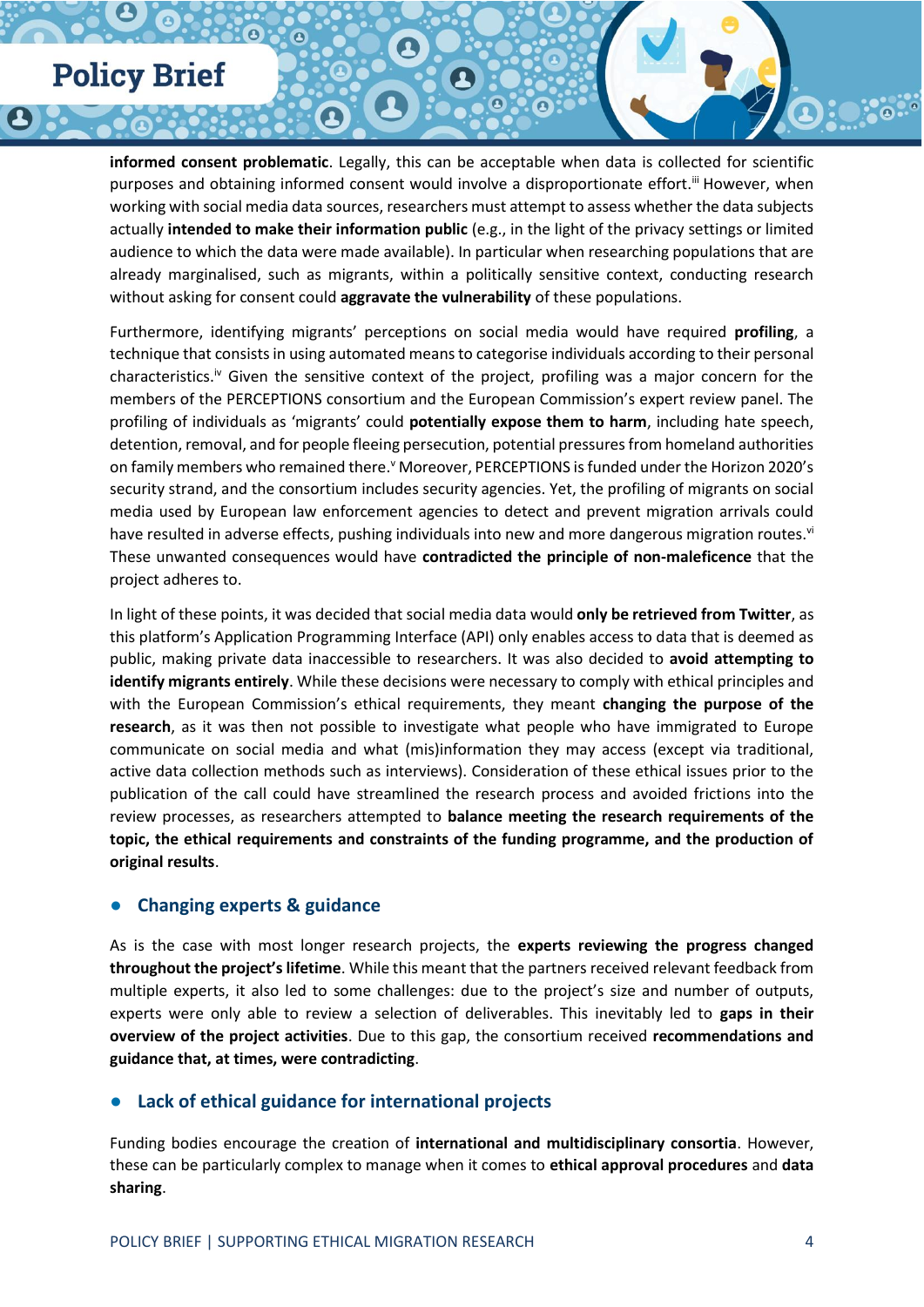**informed consent problematic**. Legally, this can be acceptable when data is collected for scientific purposes and obtaining informed consent would involve a disproportionate effort.[iii] However, when working with social media data sources, researchers must attempt to assess whether the data subjects actually **intended to make their information public** (e.g., in the light of the privacy settings or limited audience to which the data were made available). In particular when researching populations that are already marginalised, such as migrants, within a politically sensitive context, conducting research without asking for consent could **aggravate the vulnerability** of these populations.

Furthermore, identifying migrants' perceptions on social media would have required **profiling**, a technique that consists in using automated means to categorise individuals according to their personal characteristics.[iv] Given the sensitive context of the project, profiling was a major concern for the members of the PERCEPTIONS consortium and the European Commission's expert review panel. The profiling of individuals as 'migrants' could **potentially expose them to harm**, including hate speech, detention, removal, and for people fleeing persecution, potential pressures from homeland authorities on family members who remained there.[v] Moreover, PERCEPTIONS is funded under the Horizon 2020's security strand, and the consortium includes security agencies. Yet, the profiling of migrants on social media used by European law enforcement agencies to detect and prevent migration arrivals could have resulted in adverse effects, pushing individuals into new and more dangerous migration routes.[vi] These unwanted consequences would have **contradicted the principle of non-maleficence** that the project adheres to.

In light of these points, it was decided that social media data would **only be retrieved from Twitter**, as this platform's Application Programming Interface (API) only enables access to data that is deemed as public, making private data inaccessible to researchers. It was also decided to **avoid attempting to identify migrants entirely**. While these decisions were necessary to comply with ethical principles and with the European Commission's ethical requirements, they meant **changing the purpose of the research**, as it was then not possible to investigate what people who have immigrated to Europe communicate on social media and what (mis)information they may access (except via traditional, active data collection methods such as interviews). Consideration of these ethical issues prior to the publication of the call could have streamlined the research process and avoided frictions into the review processes, as researchers attempted to **balance meeting the research requirements of the topic, the ethical requirements and constraints of the funding programme, and the production of original results**.

- ## Changing experts & guidance

As is the case with most longer research projects, the **experts reviewing the progress changed throughout the project's lifetime**. While this meant that the partners received relevant feedback from multiple experts, it also led to some challenges: due to the project's size and number of outputs, experts were only able to review a selection of deliverables. This inevitably led to **gaps in their overview of the project activities**. Due to this gap, the consortium received **recommendations and guidance that, at times, were contradicting**.

- ## Lack of ethical guidance for international projects

Funding bodies encourage the creation of **international and multidisciplinary consortia**. However, these can be particularly complex to manage when it comes to **ethical approval procedures** and **data sharing**.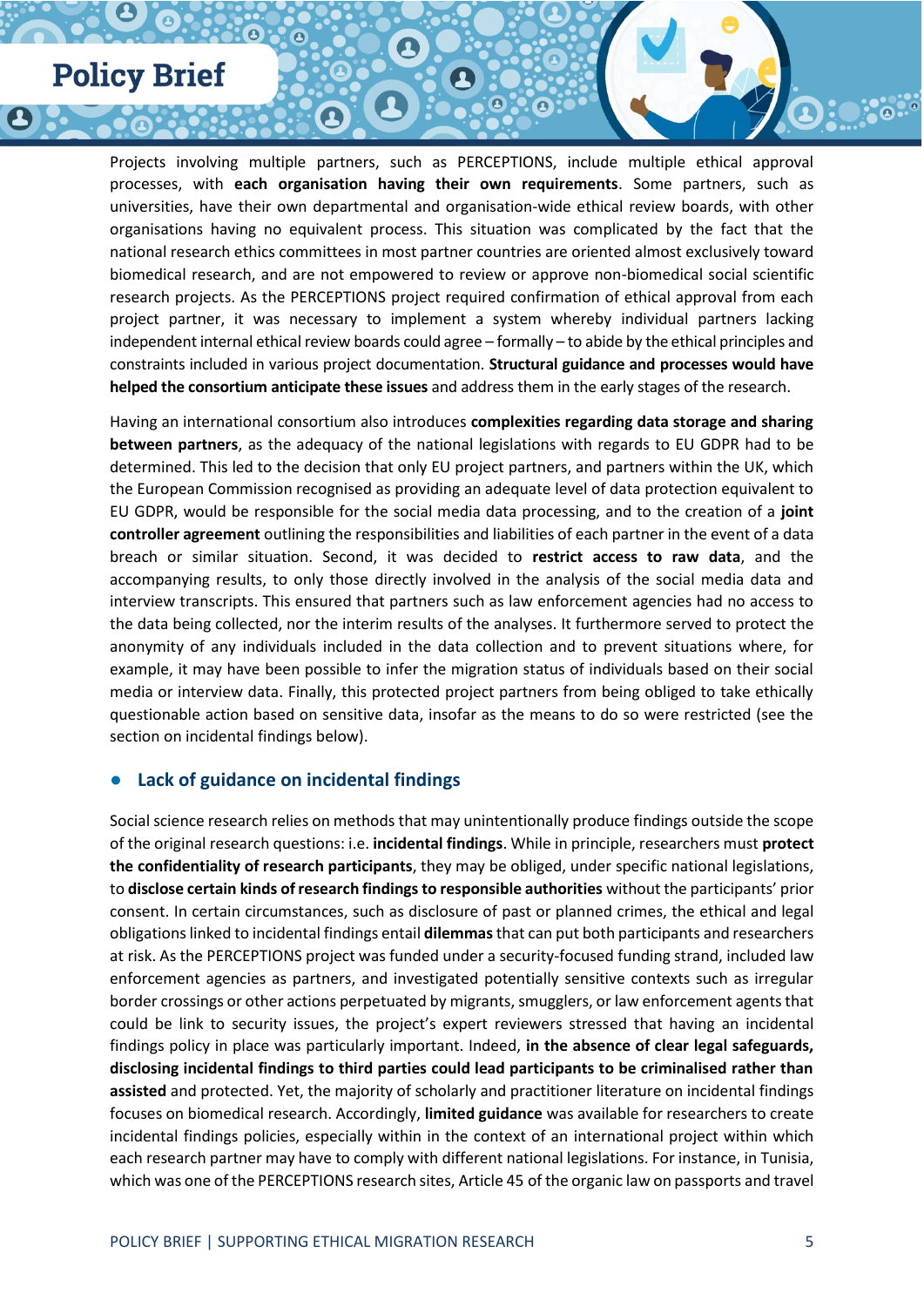Projects involving multiple partners, such as PERCEPTIONS, include multiple ethical approval processes, with **each organisation having their own requirements**. Some partners, such as universities, have their own departmental and organisation-wide ethical review boards, with other organisations having no equivalent process. This situation was complicated by the fact that the national research ethics committees in most partner countries are oriented almost exclusively toward biomedical research, and are not empowered to review or approve non-biomedical social scientific research projects. As the PERCEPTIONS project required confirmation of ethical approval from each project partner, it was necessary to implement a system whereby individual partners lacking independent internal ethical review boards could agree – formally – to abide by the ethical principles and constraints included in various project documentation. **Structural guidance and processes would have helped the consortium anticipate these issues** and address them in the early stages of the research.

Having an international consortium also introduces **complexities regarding data storage and sharing between partners**, as the adequacy of the national legislations with regards to EU GDPR had to be determined. This led to the decision that only EU project partners, and partners within the UK, which the European Commission recognised as providing an adequate level of data protection equivalent to EU GDPR, would be responsible for the social media data processing, and to the creation of a **joint controller agreement** outlining the responsibilities and liabilities of each partner in the event of a data breach or similar situation. Second, it was decided to **restrict access to raw data**, and the accompanying results, to only those directly involved in the analysis of the social media data and interview transcripts. This ensured that partners such as law enforcement agencies had no access to the data being collected, nor the interim results of the analyses. It furthermore served to protect the anonymity of any individuals included in the data collection and to prevent situations where, for example, it may have been possible to infer the migration status of individuals based on their social media or interview data. Finally, this protected project partners from being obliged to take ethically questionable action based on sensitive data, insofar as the means to do so were restricted (see the section on incidental findings below).

## Lack of guidance on incidental findings

Social science research relies on methods that may unintentionally produce findings outside the scope of the original research questions: i.e. **incidental findings**. While in principle, researchers must **protect the confidentiality of research participants**, they may be obliged, under specific national legislations, to **disclose certain kinds of research findings to responsible authorities** without the participants' prior consent. In certain circumstances, such as disclosure of past or planned crimes, the ethical and legal obligations linked to incidental findings entail **dilemmas** that can put both participants and researchers at risk. As the PERCEPTIONS project was funded under a security-focused funding strand, included law enforcement agencies as partners, and investigated potentially sensitive contexts such as irregular border crossings or other actions perpetuated by migrants, smugglers, or law enforcement agents that could be link to security issues, the project's expert reviewers stressed that having an incidental findings policy in place was particularly important. Indeed, **in the absence of clear legal safeguards, disclosing incidental findings to third parties could lead participants to be criminalised rather than assisted** and protected. Yet, the majority of scholarly and practitioner literature on incidental findings focuses on biomedical research. Accordingly, **limited guidance** was available for researchers to create incidental findings policies, especially within in the context of an international project within which each research partner may have to comply with different national legislations. For instance, in Tunisia, which was one of the PERCEPTIONS research sites, Article 45 of the organic law on passports and travel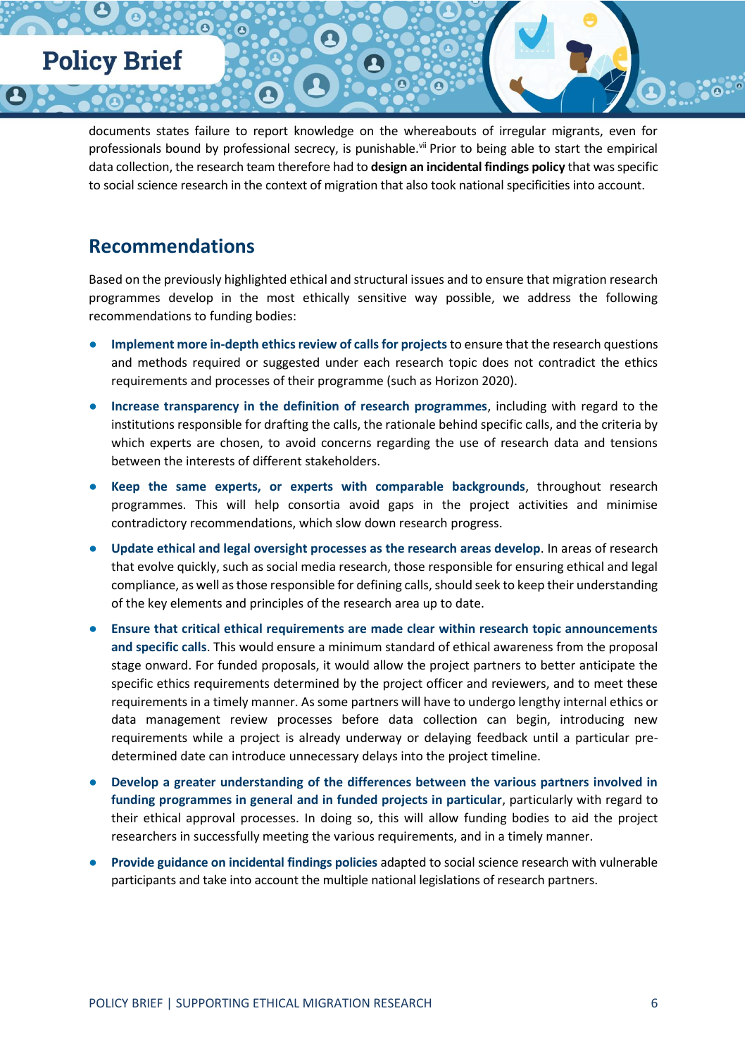documents states failure to report knowledge on the whereabouts of irregular migrants, even for professionals bound by professional secrecy, is punishable.[vii] Prior to being able to start the empirical data collection, the research team therefore had to **design an incidental findings policy** that was specific to social science research in the context of migration that also took national specificities into account.

## Recommendations

Based on the previously highlighted ethical and structural issues and to ensure that migration research programmes develop in the most ethically sensitive way possible, we address the following recommendations to funding bodies:

- **Implement more in-depth ethics review of calls for projects** to ensure that the research questions and methods required or suggested under each research topic does not contradict the ethics requirements and processes of their programme (such as Horizon 2020).
- **Increase transparency in the definition of research programmes**, including with regard to the institutions responsible for drafting the calls, the rationale behind specific calls, and the criteria by which experts are chosen, to avoid concerns regarding the use of research data and tensions between the interests of different stakeholders.
- **Keep the same experts, or experts with comparable backgrounds**, throughout research programmes. This will help consortia avoid gaps in the project activities and minimise contradictory recommendations, which slow down research progress.
- **Update ethical and legal oversight processes as the research areas develop**. In areas of research that evolve quickly, such as social media research, those responsible for ensuring ethical and legal compliance, as well as those responsible for defining calls, should seek to keep their understanding of the key elements and principles of the research area up to date.
- **Ensure that critical ethical requirements are made clear within research topic announcements and specific calls**. This would ensure a minimum standard of ethical awareness from the proposal stage onward. For funded proposals, it would allow the project partners to better anticipate the specific ethics requirements determined by the project officer and reviewers, and to meet these requirements in a timely manner. As some partners will have to undergo lengthy internal ethics or data management review processes before data collection can begin, introducing new requirements while a project is already underway or delaying feedback until a particular pre-determined date can introduce unnecessary delays into the project timeline.
- **Develop a greater understanding of the differences between the various partners involved in funding programmes in general and in funded projects in particular**, particularly with regard to their ethical approval processes. In doing so, this will allow funding bodies to aid the project researchers in successfully meeting the various requirements, and in a timely manner.
- **Provide guidance on incidental findings policies** adapted to social science research with vulnerable participants and take into account the multiple national legislations of research partners.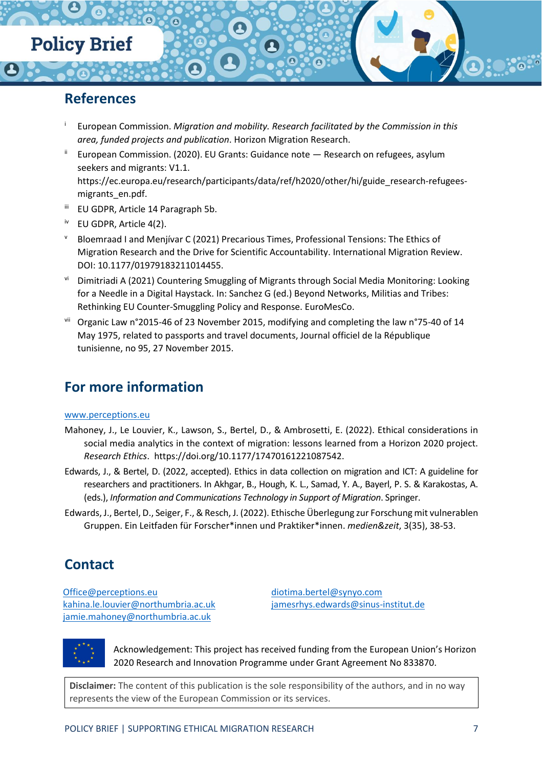## References

[i] European Commission. *Migration and mobility. Research facilitated by the Commission in this area, funded projects and publication*. Horizon Migration Research.

[ii] European Commission. (2020). EU Grants: Guidance note — Research on refugees, asylum seekers and migrants: V1.1. https://ec.europa.eu/research/participants/data/ref/h2020/other/hi/guide_research-refugees-migrants_en.pdf.

[iii] EU GDPR, Article 14 Paragraph 5b.

[iv] EU GDPR, Article 4(2).

[v] Bloemraad I and Menjívar C (2021) Precarious Times, Professional Tensions: The Ethics of Migration Research and the Drive for Scientific Accountability. International Migration Review. DOI: 10.1177/01979183211014455.

[vi] Dimitriadi A (2021) Countering Smuggling of Migrants through Social Media Monitoring: Looking for a Needle in a Digital Haystack. In: Sanchez G (ed.) Beyond Networks, Militias and Tribes: Rethinking EU Counter-Smuggling Policy and Response. EuroMesCo.

[vii] Organic Law n°2015-46 of 23 November 2015, modifying and completing the law n°75-40 of 14 May 1975, related to passports and travel documents, Journal officiel de la République tunisienne, no 95, 27 November 2015.

## For more information

www.perceptions.eu

Mahoney, J., Le Louvier, K., Lawson, S., Bertel, D., & Ambrosetti, E. (2022). Ethical considerations in social media analytics in the context of migration: lessons learned from a Horizon 2020 project. *Research Ethics*. https://doi.org/10.1177/17470161221087542.

Edwards, J., & Bertel, D. (2022, accepted). Ethics in data collection on migration and ICT: A guideline for researchers and practitioners. In Akhgar, B., Hough, K. L., Samad, Y. A., Bayerl, P. S. & Karakostas, A. (eds.), *Information and Communications Technology in Support of Migration*. Springer.

Edwards, J., Bertel, D., Seiger, F., & Resch, J. (2022). Ethische Überlegung zur Forschung mit vulnerablen Gruppen. Ein Leitfaden für Forscher*innen und Praktiker*innen. *medien&zeit*, 3(35), 38-53.

## Contact

Office@perceptions.eu
kahina.le.louvier@northumbria.ac.uk
jamie.mahoney@northumbria.ac.uk
diotima.bertel@synyo.com
jamesrhys.edwards@sinus-institut.de

Acknowledgement: This project has received funding from the European Union's Horizon 2020 Research and Innovation Programme under Grant Agreement No 833870.

**Disclaimer:** The content of this publication is the sole responsibility of the authors, and in no way represents the view of the European Commission or its services.